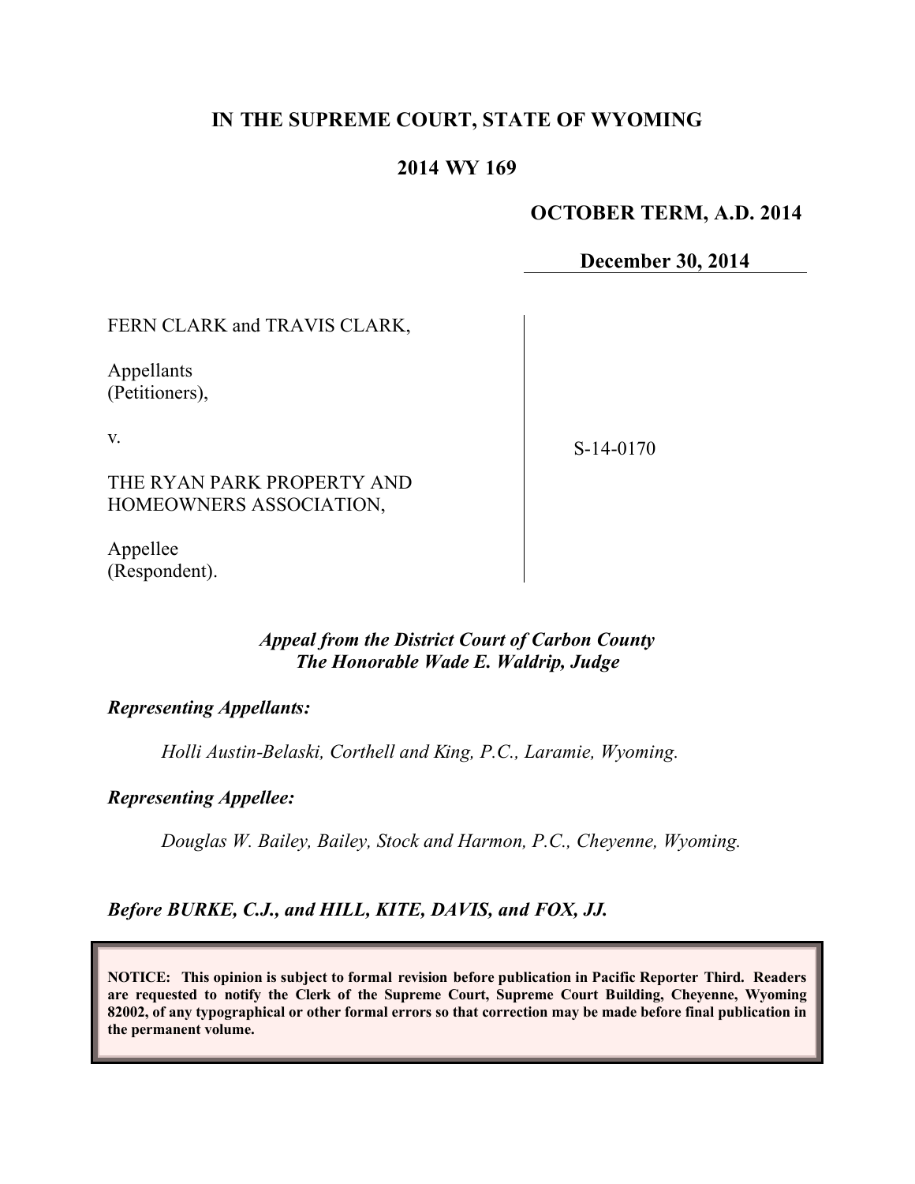**IN THE SUPREME COURT, STATE OF WYOMING**

**2014 WY 169**

**OCTOBER TERM, A.D. 2014**

**December 30, 2014**

FERN CLARK and TRAVIS CLARK,

Appellants
(Petitioners),

v.

THE RYAN PARK PROPERTY AND HOMEOWNERS ASSOCIATION,

Appellee
(Respondent).

S-14-0170

***Appeal from the District Court of Carbon County***
***The Honorable Wade E. Waldrip, Judge***

***Representing Appellants:***

*Holli Austin-Belaski, Corthell and King, P.C., Laramie, Wyoming.*

***Representing Appellee:***

*Douglas W. Bailey, Bailey, Stock and Harmon, P.C., Cheyenne, Wyoming.*

***Before BURKE, C.J., and HILL, KITE, DAVIS, and FOX, JJ.***

**NOTICE: This opinion is subject to formal revision before publication in Pacific Reporter Third. Readers are requested to notify the Clerk of the Supreme Court, Supreme Court Building, Cheyenne, Wyoming 82002, of any typographical or other formal errors so that correction may be made before final publication in the permanent volume.**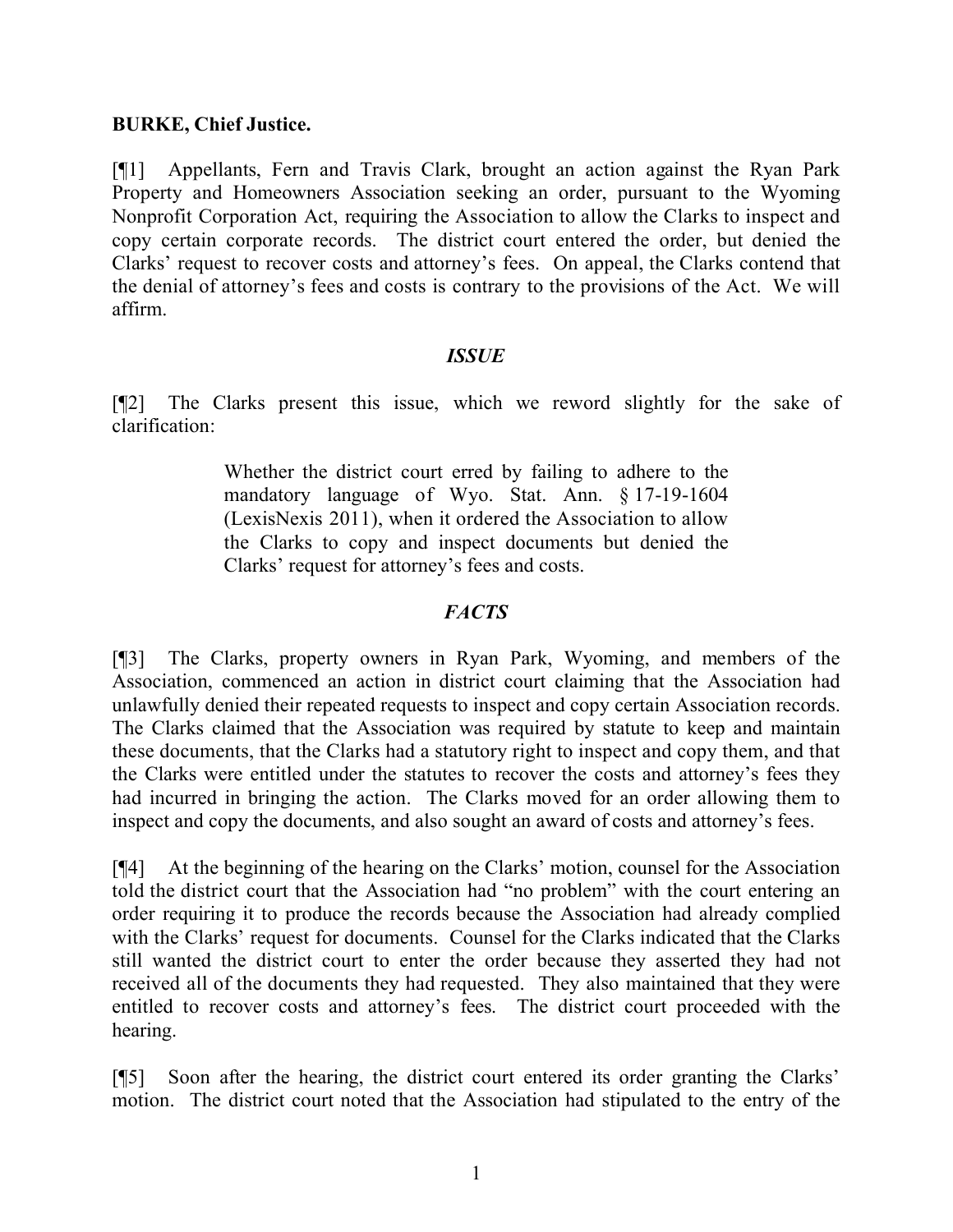**BURKE, Chief Justice.**

[¶1] Appellants, Fern and Travis Clark, brought an action against the Ryan Park Property and Homeowners Association seeking an order, pursuant to the Wyoming Nonprofit Corporation Act, requiring the Association to allow the Clarks to inspect and copy certain corporate records. The district court entered the order, but denied the Clarks' request to recover costs and attorney's fees. On appeal, the Clarks contend that the denial of attorney's fees and costs is contrary to the provisions of the Act. We will affirm.

***ISSUE***

[¶2] The Clarks present this issue, which we reword slightly for the sake of clarification:

> Whether the district court erred by failing to adhere to the mandatory language of Wyo. Stat. Ann. § 17-19-1604 (LexisNexis 2011), when it ordered the Association to allow the Clarks to copy and inspect documents but denied the Clarks' request for attorney's fees and costs.

***FACTS***

[¶3] The Clarks, property owners in Ryan Park, Wyoming, and members of the Association, commenced an action in district court claiming that the Association had unlawfully denied their repeated requests to inspect and copy certain Association records. The Clarks claimed that the Association was required by statute to keep and maintain these documents, that the Clarks had a statutory right to inspect and copy them, and that the Clarks were entitled under the statutes to recover the costs and attorney's fees they had incurred in bringing the action. The Clarks moved for an order allowing them to inspect and copy the documents, and also sought an award of costs and attorney's fees.

[¶4] At the beginning of the hearing on the Clarks' motion, counsel for the Association told the district court that the Association had "no problem" with the court entering an order requiring it to produce the records because the Association had already complied with the Clarks' request for documents. Counsel for the Clarks indicated that the Clarks still wanted the district court to enter the order because they asserted they had not received all of the documents they had requested. They also maintained that they were entitled to recover costs and attorney's fees. The district court proceeded with the hearing.

[¶5] Soon after the hearing, the district court entered its order granting the Clarks' motion. The district court noted that the Association had stipulated to the entry of the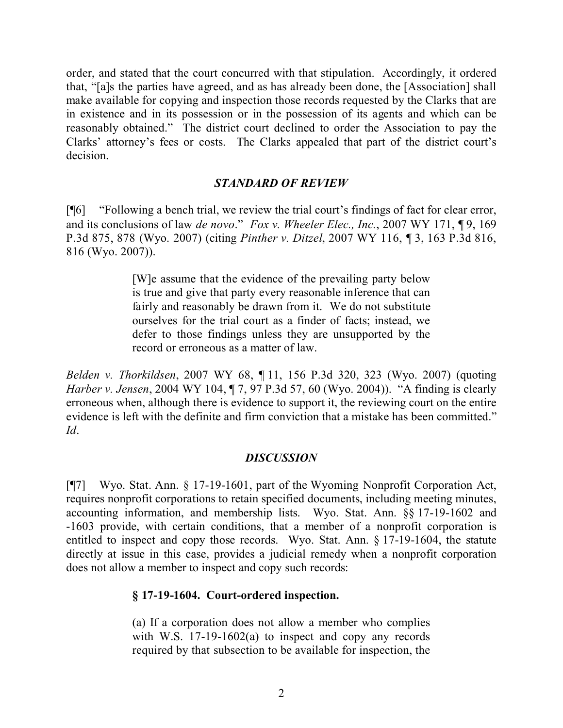order, and stated that the court concurred with that stipulation. Accordingly, it ordered that, "[a]s the parties have agreed, and as has already been done, the [Association] shall make available for copying and inspection those records requested by the Clarks that are in existence and in its possession or in the possession of its agents and which can be reasonably obtained." The district court declined to order the Association to pay the Clarks' attorney's fees or costs. The Clarks appealed that part of the district court's decision.

### *STANDARD OF REVIEW*

[¶6] "Following a bench trial, we review the trial court's findings of fact for clear error, and its conclusions of law *de novo*." *Fox v. Wheeler Elec., Inc.*, 2007 WY 171, ¶ 9, 169 P.3d 875, 878 (Wyo. 2007) (citing *Pinther v. Ditzel*, 2007 WY 116, ¶ 3, 163 P.3d 816, 816 (Wyo. 2007)).

> [W]e assume that the evidence of the prevailing party below is true and give that party every reasonable inference that can fairly and reasonably be drawn from it. We do not substitute ourselves for the trial court as a finder of facts; instead, we defer to those findings unless they are unsupported by the record or erroneous as a matter of law.

*Belden v. Thorkildsen*, 2007 WY 68, ¶ 11, 156 P.3d 320, 323 (Wyo. 2007) (quoting *Harber v. Jensen*, 2004 WY 104, ¶ 7, 97 P.3d 57, 60 (Wyo. 2004)). "A finding is clearly erroneous when, although there is evidence to support it, the reviewing court on the entire evidence is left with the definite and firm conviction that a mistake has been committed." *Id*.

### *DISCUSSION*

[¶7] Wyo. Stat. Ann. § 17-19-1601, part of the Wyoming Nonprofit Corporation Act, requires nonprofit corporations to retain specified documents, including meeting minutes, accounting information, and membership lists. Wyo. Stat. Ann. §§ 17-19-1602 and -1603 provide, with certain conditions, that a member of a nonprofit corporation is entitled to inspect and copy those records. Wyo. Stat. Ann. § 17-19-1604, the statute directly at issue in this case, provides a judicial remedy when a nonprofit corporation does not allow a member to inspect and copy such records:

> **§ 17-19-1604. Court-ordered inspection.**
>
> (a) If a corporation does not allow a member who complies with W.S. 17-19-1602(a) to inspect and copy any records required by that subsection to be available for inspection, the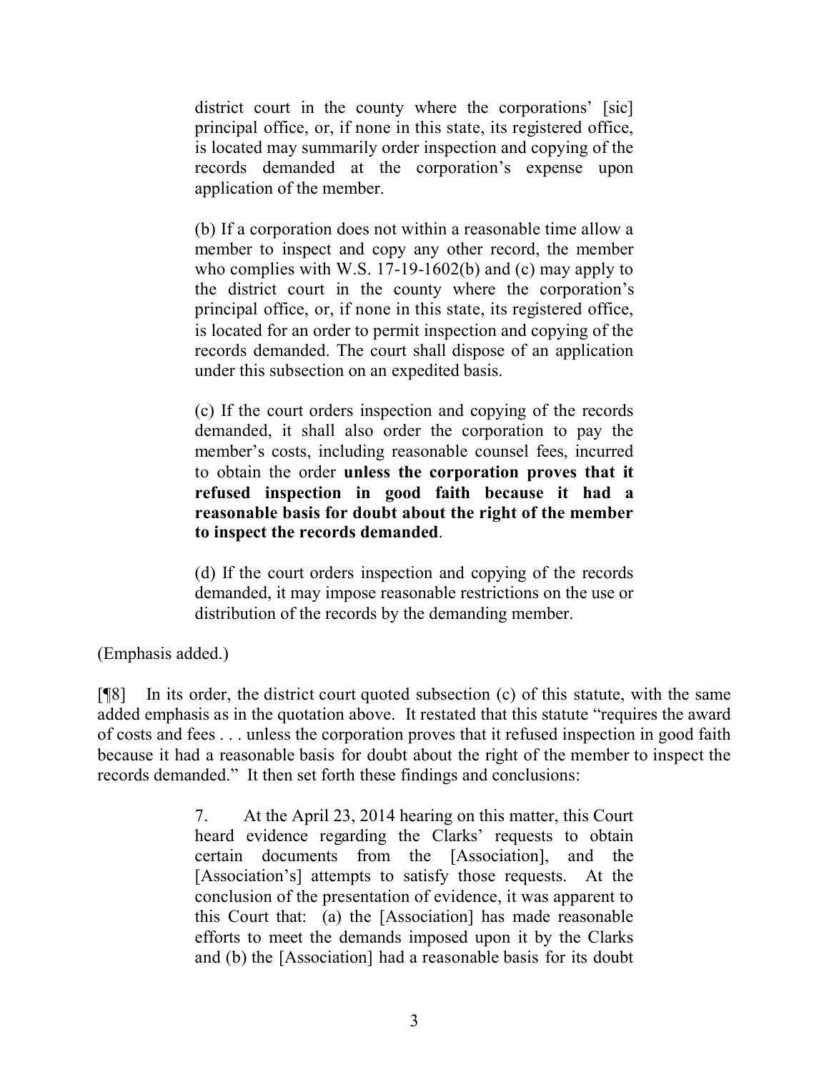> district court in the county where the corporations' [sic] principal office, or, if none in this state, its registered office, is located may summarily order inspection and copying of the records demanded at the corporation's expense upon application of the member.
>
> (b) If a corporation does not within a reasonable time allow a member to inspect and copy any other record, the member who complies with W.S. 17-19-1602(b) and (c) may apply to the district court in the county where the corporation's principal office, or, if none in this state, its registered office, is located for an order to permit inspection and copying of the records demanded. The court shall dispose of an application under this subsection on an expedited basis.
>
> (c) If the court orders inspection and copying of the records demanded, it shall also order the corporation to pay the member's costs, including reasonable counsel fees, incurred to obtain the order **unless the corporation proves that it refused inspection in good faith because it had a reasonable basis for doubt about the right of the member to inspect the records demanded**.
>
> (d) If the court orders inspection and copying of the records demanded, it may impose reasonable restrictions on the use or distribution of the records by the demanding member.

(Emphasis added.)

[¶8] In its order, the district court quoted subsection (c) of this statute, with the same added emphasis as in the quotation above. It restated that this statute "requires the award of costs and fees . . . unless the corporation proves that it refused inspection in good faith because it had a reasonable basis for doubt about the right of the member to inspect the records demanded." It then set forth these findings and conclusions:

> 7. At the April 23, 2014 hearing on this matter, this Court heard evidence regarding the Clarks' requests to obtain certain documents from the [Association], and the [Association's] attempts to satisfy those requests. At the conclusion of the presentation of evidence, it was apparent to this Court that: (a) the [Association] has made reasonable efforts to meet the demands imposed upon it by the Clarks and (b) the [Association] had a reasonable basis for its doubt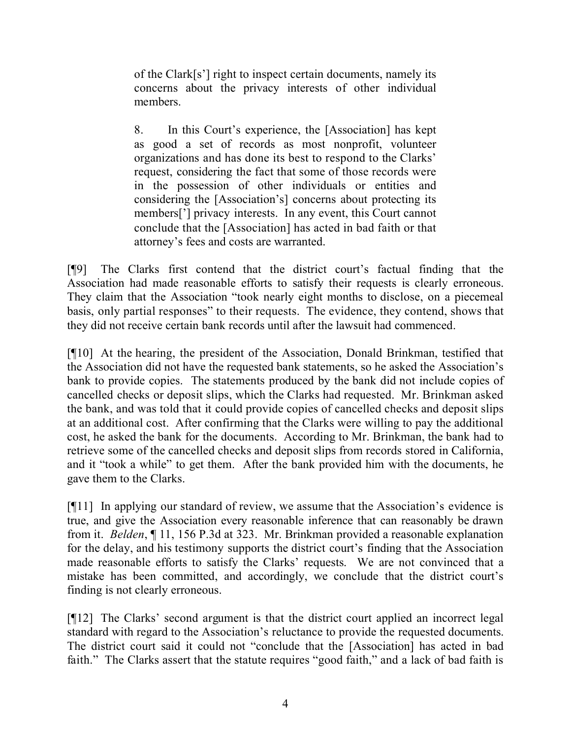> of the Clark[s'] right to inspect certain documents, namely its concerns about the privacy interests of other individual members.
>
> 8. In this Court's experience, the [Association] has kept as good a set of records as most nonprofit, volunteer organizations and has done its best to respond to the Clarks' request, considering the fact that some of those records were in the possession of other individuals or entities and considering the [Association's] concerns about protecting its members['] privacy interests. In any event, this Court cannot conclude that the [Association] has acted in bad faith or that attorney's fees and costs are warranted.

[¶9] The Clarks first contend that the district court's factual finding that the Association had made reasonable efforts to satisfy their requests is clearly erroneous. They claim that the Association "took nearly eight months to disclose, on a piecemeal basis, only partial responses" to their requests. The evidence, they contend, shows that they did not receive certain bank records until after the lawsuit had commenced.

[¶10] At the hearing, the president of the Association, Donald Brinkman, testified that the Association did not have the requested bank statements, so he asked the Association's bank to provide copies. The statements produced by the bank did not include copies of cancelled checks or deposit slips, which the Clarks had requested. Mr. Brinkman asked the bank, and was told that it could provide copies of cancelled checks and deposit slips at an additional cost. After confirming that the Clarks were willing to pay the additional cost, he asked the bank for the documents. According to Mr. Brinkman, the bank had to retrieve some of the cancelled checks and deposit slips from records stored in California, and it "took a while" to get them. After the bank provided him with the documents, he gave them to the Clarks.

[¶11] In applying our standard of review, we assume that the Association's evidence is true, and give the Association every reasonable inference that can reasonably be drawn from it. *Belden*, ¶ 11, 156 P.3d at 323. Mr. Brinkman provided a reasonable explanation for the delay, and his testimony supports the district court's finding that the Association made reasonable efforts to satisfy the Clarks' requests. We are not convinced that a mistake has been committed, and accordingly, we conclude that the district court's finding is not clearly erroneous.

[¶12] The Clarks' second argument is that the district court applied an incorrect legal standard with regard to the Association's reluctance to provide the requested documents. The district court said it could not "conclude that the [Association] has acted in bad faith." The Clarks assert that the statute requires "good faith," and a lack of bad faith is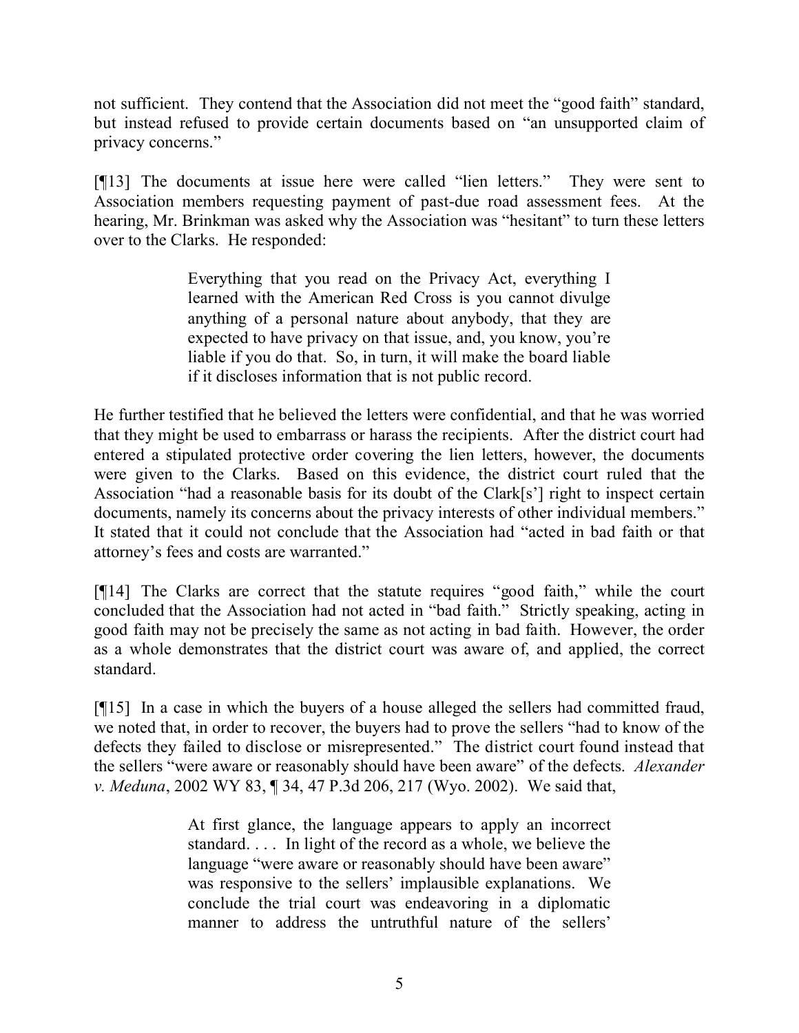not sufficient. They contend that the Association did not meet the "good faith" standard, but instead refused to provide certain documents based on "an unsupported claim of privacy concerns."

[¶13] The documents at issue here were called "lien letters." They were sent to Association members requesting payment of past-due road assessment fees. At the hearing, Mr. Brinkman was asked why the Association was "hesitant" to turn these letters over to the Clarks. He responded:

> Everything that you read on the Privacy Act, everything I learned with the American Red Cross is you cannot divulge anything of a personal nature about anybody, that they are expected to have privacy on that issue, and, you know, you're liable if you do that. So, in turn, it will make the board liable if it discloses information that is not public record.

He further testified that he believed the letters were confidential, and that he was worried that they might be used to embarrass or harass the recipients. After the district court had entered a stipulated protective order covering the lien letters, however, the documents were given to the Clarks. Based on this evidence, the district court ruled that the Association "had a reasonable basis for its doubt of the Clark[s'] right to inspect certain documents, namely its concerns about the privacy interests of other individual members." It stated that it could not conclude that the Association had "acted in bad faith or that attorney's fees and costs are warranted."

[¶14] The Clarks are correct that the statute requires "good faith," while the court concluded that the Association had not acted in "bad faith." Strictly speaking, acting in good faith may not be precisely the same as not acting in bad faith. However, the order as a whole demonstrates that the district court was aware of, and applied, the correct standard.

[¶15] In a case in which the buyers of a house alleged the sellers had committed fraud, we noted that, in order to recover, the buyers had to prove the sellers "had to know of the defects they failed to disclose or misrepresented." The district court found instead that the sellers "were aware or reasonably should have been aware" of the defects. *Alexander v. Meduna*, 2002 WY 83, ¶ 34, 47 P.3d 206, 217 (Wyo. 2002). We said that,

> At first glance, the language appears to apply an incorrect standard. . . . In light of the record as a whole, we believe the language "were aware or reasonably should have been aware" was responsive to the sellers' implausible explanations. We conclude the trial court was endeavoring in a diplomatic manner to address the untruthful nature of the sellers'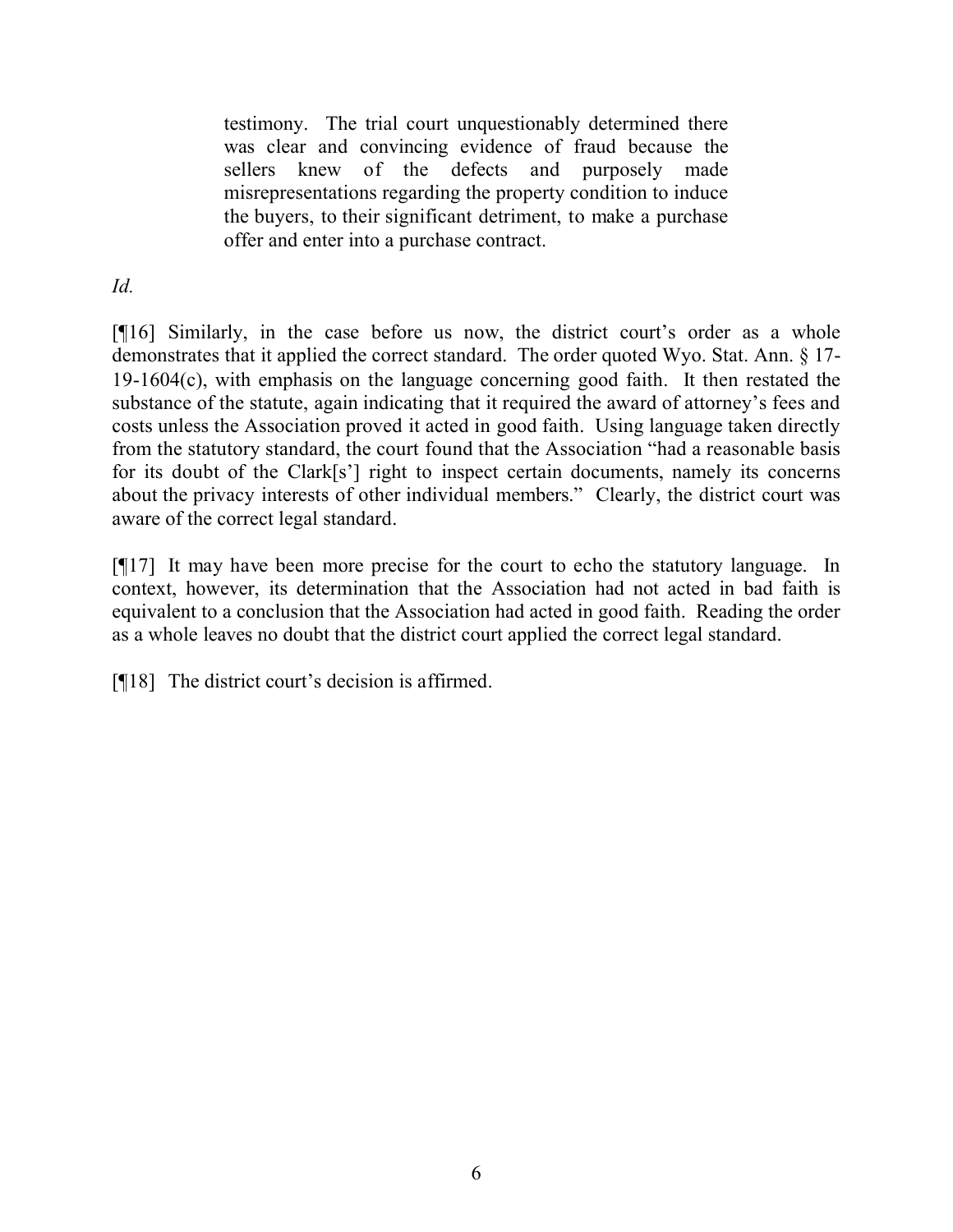> testimony. The trial court unquestionably determined there was clear and convincing evidence of fraud because the sellers knew of the defects and purposely made misrepresentations regarding the property condition to induce the buyers, to their significant detriment, to make a purchase offer and enter into a purchase contract.

*Id.*

[¶16] Similarly, in the case before us now, the district court's order as a whole demonstrates that it applied the correct standard. The order quoted Wyo. Stat. Ann. § 17-19-1604(c), with emphasis on the language concerning good faith. It then restated the substance of the statute, again indicating that it required the award of attorney's fees and costs unless the Association proved it acted in good faith. Using language taken directly from the statutory standard, the court found that the Association "had a reasonable basis for its doubt of the Clark[s'] right to inspect certain documents, namely its concerns about the privacy interests of other individual members." Clearly, the district court was aware of the correct legal standard.

[¶17] It may have been more precise for the court to echo the statutory language. In context, however, its determination that the Association had not acted in bad faith is equivalent to a conclusion that the Association had acted in good faith. Reading the order as a whole leaves no doubt that the district court applied the correct legal standard.

[¶18] The district court's decision is affirmed.